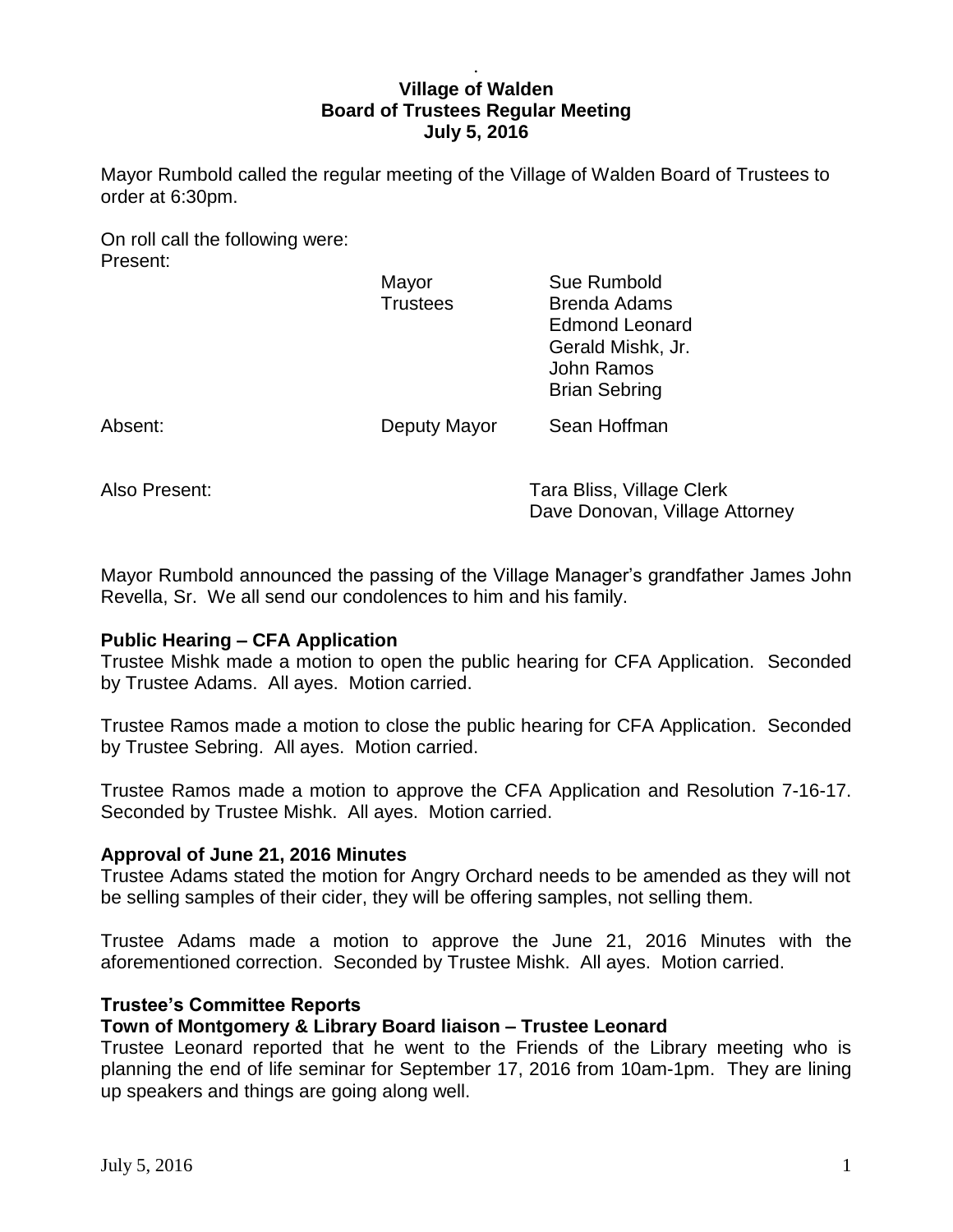# Village of Walden
## Board of Trustees Regular Meeting
## July 5, 2016

Mayor Rumbold called the regular meeting of the Village of Walden Board of Trustees to order at 6:30pm.

On roll call the following were:
Present:

| | | |
|---|---|---|
| | Mayor | Sue Rumbold |
| | Trustees | Brenda Adams |
| | | Edmond Leonard |
| | | Gerald Mishk, Jr. |
| | | John Ramos |
| | | Brian Sebring |
| Absent: | Deputy Mayor | Sean Hoffman |

Also Present: Tara Bliss, Village Clerk
Dave Donovan, Village Attorney

Mayor Rumbold announced the passing of the Village Manager's grandfather James John Revella, Sr. We all send our condolences to him and his family.

**Public Hearing – CFA Application**
Trustee Mishk made a motion to open the public hearing for CFA Application. Seconded by Trustee Adams. All ayes. Motion carried.

Trustee Ramos made a motion to close the public hearing for CFA Application. Seconded by Trustee Sebring. All ayes. Motion carried.

Trustee Ramos made a motion to approve the CFA Application and Resolution 7-16-17. Seconded by Trustee Mishk. All ayes. Motion carried.

**Approval of June 21, 2016 Minutes**
Trustee Adams stated the motion for Angry Orchard needs to be amended as they will not be selling samples of their cider, they will be offering samples, not selling them.

Trustee Adams made a motion to approve the June 21, 2016 Minutes with the aforementioned correction. Seconded by Trustee Mishk. All ayes. Motion carried.

**Trustee's Committee Reports**
**Town of Montgomery & Library Board liaison – Trustee Leonard**
Trustee Leonard reported that he went to the Friends of the Library meeting who is planning the end of life seminar for September 17, 2016 from 10am-1pm. They are lining up speakers and things are going along well.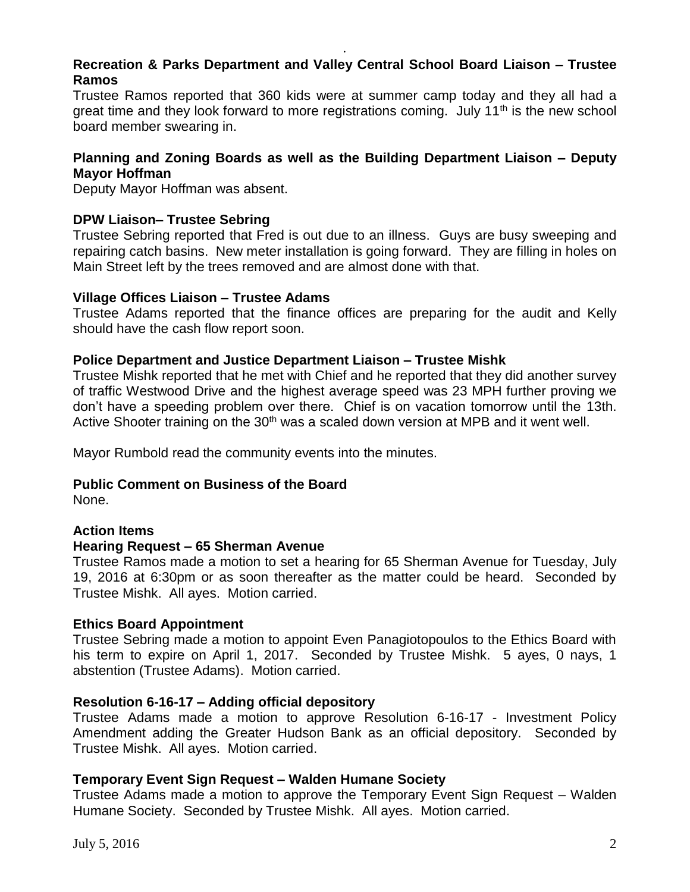**Recreation & Parks Department and Valley Central School Board Liaison – Trustee Ramos**

Trustee Ramos reported that 360 kids were at summer camp today and they all had a great time and they look forward to more registrations coming. July 11th is the new school board member swearing in.

**Planning and Zoning Boards as well as the Building Department Liaison – Deputy Mayor Hoffman**

Deputy Mayor Hoffman was absent.

**DPW Liaison– Trustee Sebring**

Trustee Sebring reported that Fred is out due to an illness. Guys are busy sweeping and repairing catch basins. New meter installation is going forward. They are filling in holes on Main Street left by the trees removed and are almost done with that.

**Village Offices Liaison – Trustee Adams**

Trustee Adams reported that the finance offices are preparing for the audit and Kelly should have the cash flow report soon.

**Police Department and Justice Department Liaison – Trustee Mishk**

Trustee Mishk reported that he met with Chief and he reported that they did another survey of traffic Westwood Drive and the highest average speed was 23 MPH further proving we don't have a speeding problem over there. Chief is on vacation tomorrow until the 13th. Active Shooter training on the 30th was a scaled down version at MPB and it went well.

Mayor Rumbold read the community events into the minutes.

**Public Comment on Business of the Board**

None.

**Action Items**

**Hearing Request – 65 Sherman Avenue**

Trustee Ramos made a motion to set a hearing for 65 Sherman Avenue for Tuesday, July 19, 2016 at 6:30pm or as soon thereafter as the matter could be heard. Seconded by Trustee Mishk. All ayes. Motion carried.

**Ethics Board Appointment**

Trustee Sebring made a motion to appoint Even Panagiotopoulos to the Ethics Board with his term to expire on April 1, 2017. Seconded by Trustee Mishk. 5 ayes, 0 nays, 1 abstention (Trustee Adams). Motion carried.

**Resolution 6-16-17 – Adding official depository**

Trustee Adams made a motion to approve Resolution 6-16-17 - Investment Policy Amendment adding the Greater Hudson Bank as an official depository. Seconded by Trustee Mishk. All ayes. Motion carried.

**Temporary Event Sign Request – Walden Humane Society**

Trustee Adams made a motion to approve the Temporary Event Sign Request – Walden Humane Society. Seconded by Trustee Mishk. All ayes. Motion carried.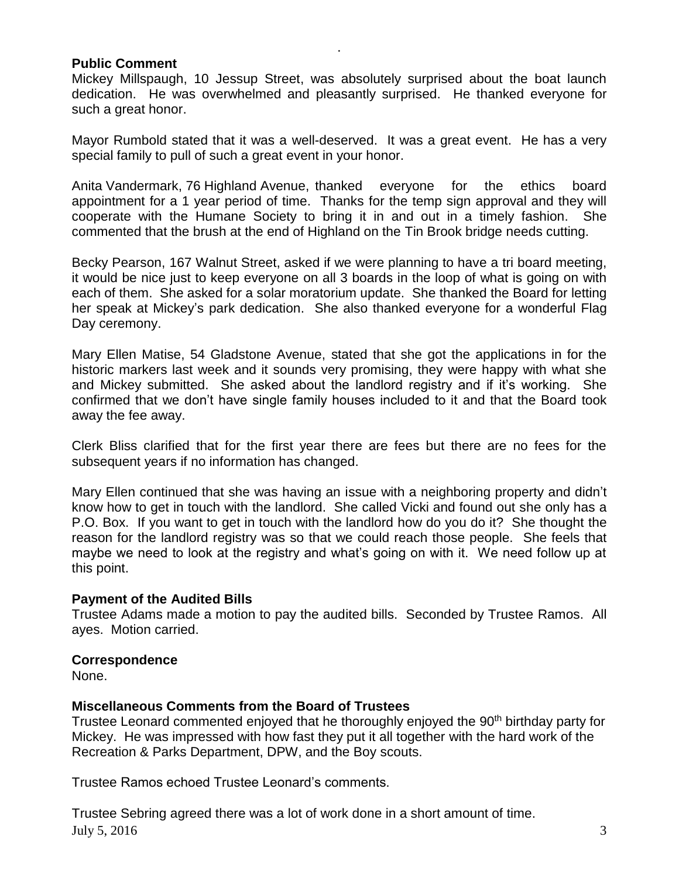**Public Comment**

Mickey Millspaugh, 10 Jessup Street, was absolutely surprised about the boat launch dedication. He was overwhelmed and pleasantly surprised. He thanked everyone for such a great honor.

Mayor Rumbold stated that it was a well-deserved. It was a great event. He has a very special family to pull of such a great event in your honor.

Anita Vandermark, 76 Highland Avenue, thanked everyone for the ethics board appointment for a 1 year period of time. Thanks for the temp sign approval and they will cooperate with the Humane Society to bring it in and out in a timely fashion. She commented that the brush at the end of Highland on the Tin Brook bridge needs cutting.

Becky Pearson, 167 Walnut Street, asked if we were planning to have a tri board meeting, it would be nice just to keep everyone on all 3 boards in the loop of what is going on with each of them. She asked for a solar moratorium update. She thanked the Board for letting her speak at Mickey's park dedication. She also thanked everyone for a wonderful Flag Day ceremony.

Mary Ellen Matise, 54 Gladstone Avenue, stated that she got the applications in for the historic markers last week and it sounds very promising, they were happy with what she and Mickey submitted. She asked about the landlord registry and if it's working. She confirmed that we don't have single family houses included to it and that the Board took away the fee away.

Clerk Bliss clarified that for the first year there are fees but there are no fees for the subsequent years if no information has changed.

Mary Ellen continued that she was having an issue with a neighboring property and didn't know how to get in touch with the landlord. She called Vicki and found out she only has a P.O. Box. If you want to get in touch with the landlord how do you do it? She thought the reason for the landlord registry was so that we could reach those people. She feels that maybe we need to look at the registry and what's going on with it. We need follow up at this point.

**Payment of the Audited Bills**

Trustee Adams made a motion to pay the audited bills. Seconded by Trustee Ramos. All ayes. Motion carried.

**Correspondence**

None.

**Miscellaneous Comments from the Board of Trustees**

Trustee Leonard commented enjoyed that he thoroughly enjoyed the 90th birthday party for Mickey. He was impressed with how fast they put it all together with the hard work of the Recreation & Parks Department, DPW, and the Boy scouts.

Trustee Ramos echoed Trustee Leonard's comments.

Trustee Sebring agreed there was a lot of work done in a short amount of time.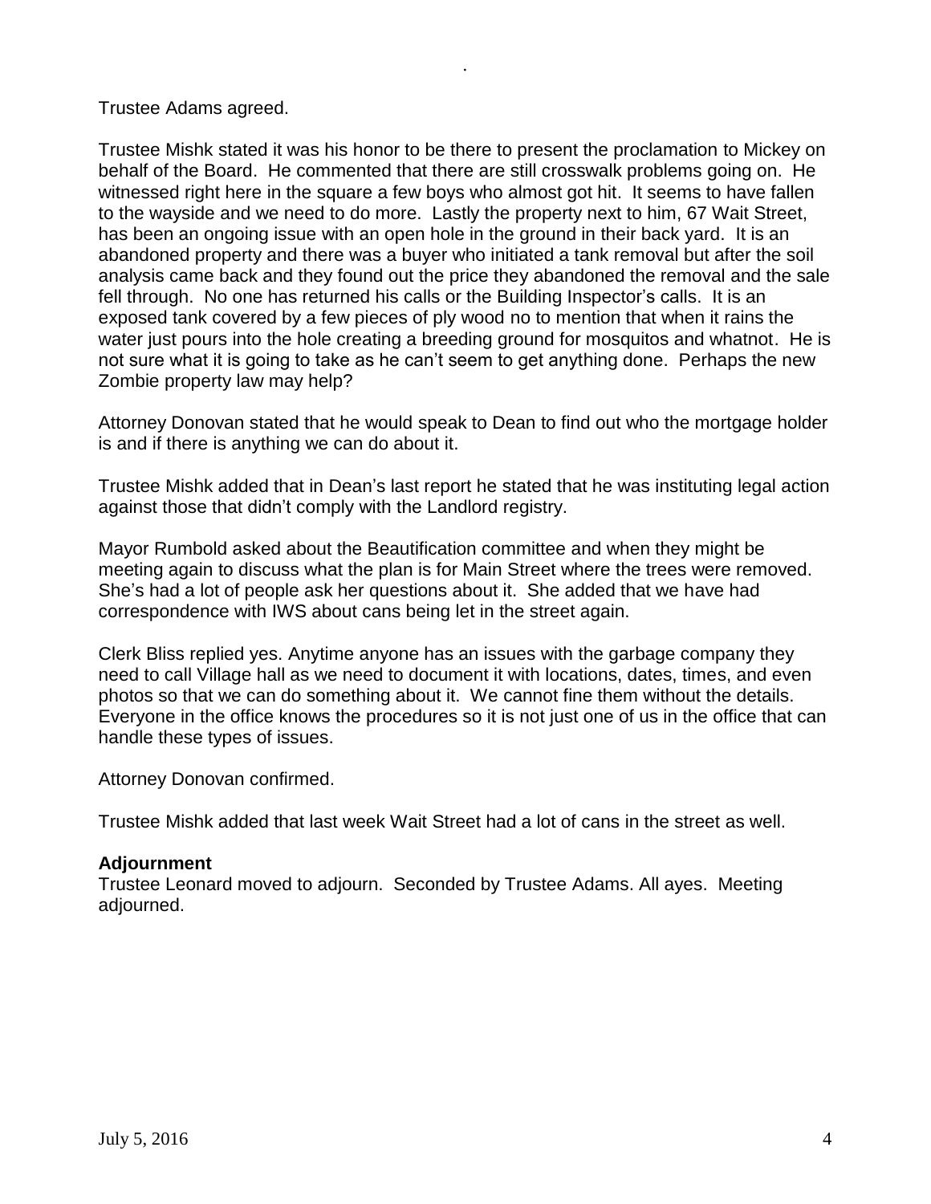Trustee Adams agreed.

Trustee Mishk stated it was his honor to be there to present the proclamation to Mickey on behalf of the Board. He commented that there are still crosswalk problems going on. He witnessed right here in the square a few boys who almost got hit. It seems to have fallen to the wayside and we need to do more. Lastly the property next to him, 67 Wait Street, has been an ongoing issue with an open hole in the ground in their back yard. It is an abandoned property and there was a buyer who initiated a tank removal but after the soil analysis came back and they found out the price they abandoned the removal and the sale fell through. No one has returned his calls or the Building Inspector's calls. It is an exposed tank covered by a few pieces of ply wood no to mention that when it rains the water just pours into the hole creating a breeding ground for mosquitos and whatnot. He is not sure what it is going to take as he can't seem to get anything done. Perhaps the new Zombie property law may help?

Attorney Donovan stated that he would speak to Dean to find out who the mortgage holder is and if there is anything we can do about it.

Trustee Mishk added that in Dean's last report he stated that he was instituting legal action against those that didn't comply with the Landlord registry.

Mayor Rumbold asked about the Beautification committee and when they might be meeting again to discuss what the plan is for Main Street where the trees were removed. She's had a lot of people ask her questions about it. She added that we have had correspondence with IWS about cans being let in the street again.

Clerk Bliss replied yes. Anytime anyone has an issues with the garbage company they need to call Village hall as we need to document it with locations, dates, times, and even photos so that we can do something about it. We cannot fine them without the details. Everyone in the office knows the procedures so it is not just one of us in the office that can handle these types of issues.

Attorney Donovan confirmed.

Trustee Mishk added that last week Wait Street had a lot of cans in the street as well.

**Adjournment**

Trustee Leonard moved to adjourn. Seconded by Trustee Adams. All ayes. Meeting adjourned.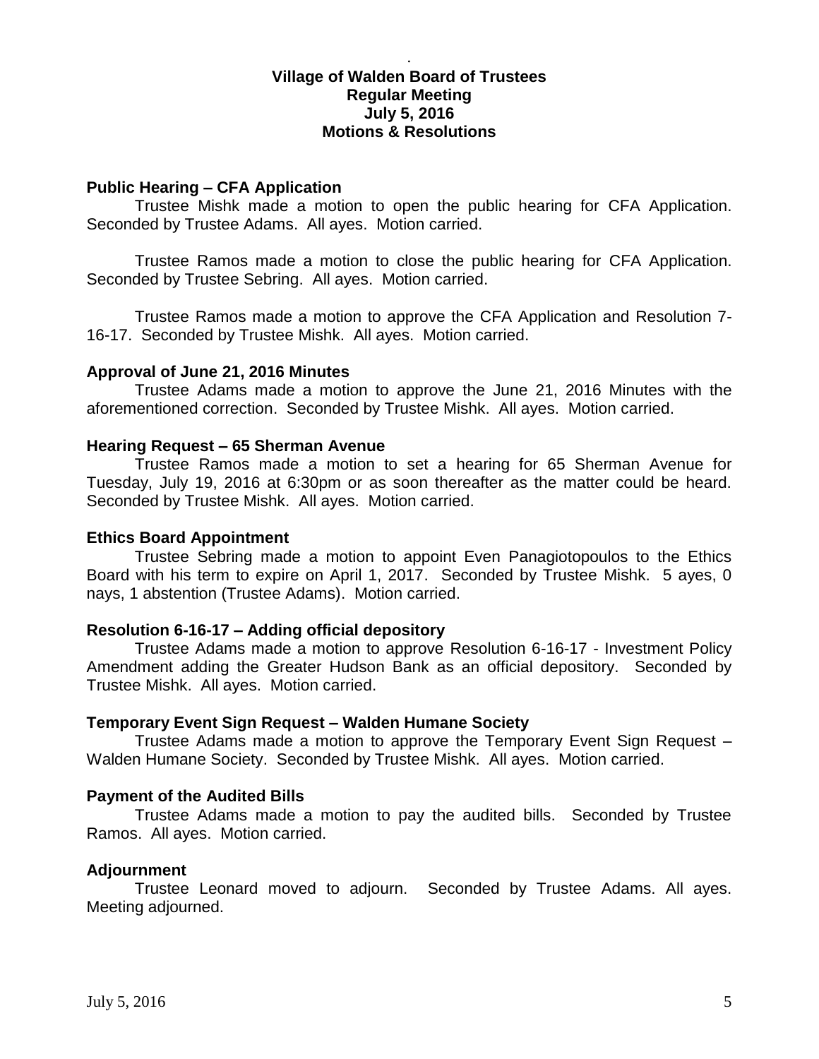**Village of Walden Board of Trustees**
**Regular Meeting**
**July 5, 2016**
**Motions & Resolutions**

**Public Hearing – CFA Application**

Trustee Mishk made a motion to open the public hearing for CFA Application. Seconded by Trustee Adams. All ayes. Motion carried.

Trustee Ramos made a motion to close the public hearing for CFA Application. Seconded by Trustee Sebring. All ayes. Motion carried.

Trustee Ramos made a motion to approve the CFA Application and Resolution 7-16-17. Seconded by Trustee Mishk. All ayes. Motion carried.

**Approval of June 21, 2016 Minutes**

Trustee Adams made a motion to approve the June 21, 2016 Minutes with the aforementioned correction. Seconded by Trustee Mishk. All ayes. Motion carried.

**Hearing Request – 65 Sherman Avenue**

Trustee Ramos made a motion to set a hearing for 65 Sherman Avenue for Tuesday, July 19, 2016 at 6:30pm or as soon thereafter as the matter could be heard. Seconded by Trustee Mishk. All ayes. Motion carried.

**Ethics Board Appointment**

Trustee Sebring made a motion to appoint Even Panagiotopoulos to the Ethics Board with his term to expire on April 1, 2017. Seconded by Trustee Mishk. 5 ayes, 0 nays, 1 abstention (Trustee Adams). Motion carried.

**Resolution 6-16-17 – Adding official depository**

Trustee Adams made a motion to approve Resolution 6-16-17 - Investment Policy Amendment adding the Greater Hudson Bank as an official depository. Seconded by Trustee Mishk. All ayes. Motion carried.

**Temporary Event Sign Request – Walden Humane Society**

Trustee Adams made a motion to approve the Temporary Event Sign Request – Walden Humane Society. Seconded by Trustee Mishk. All ayes. Motion carried.

**Payment of the Audited Bills**

Trustee Adams made a motion to pay the audited bills. Seconded by Trustee Ramos. All ayes. Motion carried.

**Adjournment**

Trustee Leonard moved to adjourn. Seconded by Trustee Adams. All ayes. Meeting adjourned.